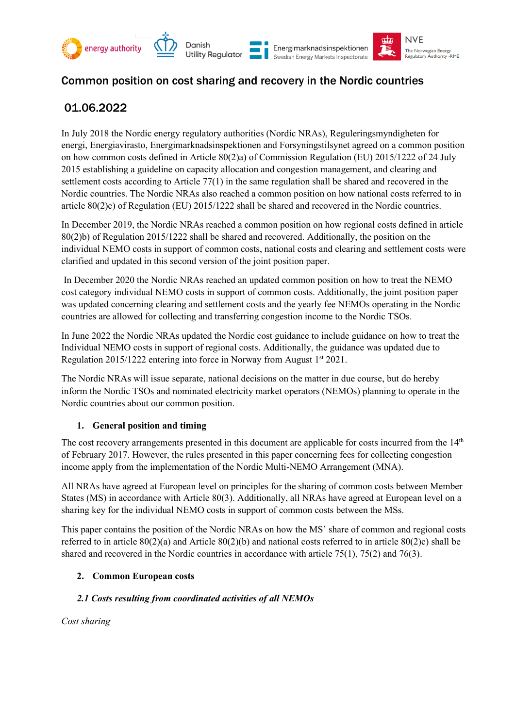# Common position on cost sharing and recovery in the Nordic countries

## 01.06.2022

In July 2018 the Nordic energy regulatory authorities (Nordic NRAs), Reguleringsmyndigheten for energi, Energiavirasto, Energimarknadsinspektionen and Forsyningstilsynet agreed on a common position on how common costs defined in Article 80(2)a) of Commission Regulation (EU) 2015/1222 of 24 July 2015 establishing a guideline on capacity allocation and congestion management, and clearing and settlement costs according to Article 77(1) in the same regulation shall be shared and recovered in the Nordic countries. The Nordic NRAs also reached a common position on how national costs referred to in article 80(2)c) of Regulation (EU) 2015/1222 shall be shared and recovered in the Nordic countries.

In December 2019, the Nordic NRAs reached a common position on how regional costs defined in article 80(2)b) of Regulation 2015/1222 shall be shared and recovered. Additionally, the position on the individual NEMO costs in support of common costs, national costs and clearing and settlement costs were clarified and updated in this second version of the joint position paper.

In December 2020 the Nordic NRAs reached an updated common position on how to treat the NEMO cost category individual NEMO costs in support of common costs. Additionally, the joint position paper was updated concerning clearing and settlement costs and the yearly fee NEMOs operating in the Nordic countries are allowed for collecting and transferring congestion income to the Nordic TSOs.

In June 2022 the Nordic NRAs updated the Nordic cost guidance to include guidance on how to treat the Individual NEMO costs in support of regional costs. Additionally, the guidance was updated due to Regulation 2015/1222 entering into force in Norway from August 1st 2021.

The Nordic NRAs will issue separate, national decisions on the matter in due course, but do hereby inform the Nordic TSOs and nominated electricity market operators (NEMOs) planning to operate in the Nordic countries about our common position.

### 1. General position and timing

The cost recovery arrangements presented in this document are applicable for costs incurred from the 14th of February 2017. However, the rules presented in this paper concerning fees for collecting congestion income apply from the implementation of the Nordic Multi-NEMO Arrangement (MNA).

All NRAs have agreed at European level on principles for the sharing of common costs between Member States (MS) in accordance with Article 80(3). Additionally, all NRAs have agreed at European level on a sharing key for the individual NEMO costs in support of common costs between the MSs.

This paper contains the position of the Nordic NRAs on how the MS' share of common and regional costs referred to in article 80(2)(a) and Article 80(2)(b) and national costs referred to in article 80(2)c) shall be shared and recovered in the Nordic countries in accordance with article 75(1), 75(2) and 76(3).

### 2. Common European costs

#### *2.1 Costs resulting from coordinated activities of all NEMOs*

*Cost sharing*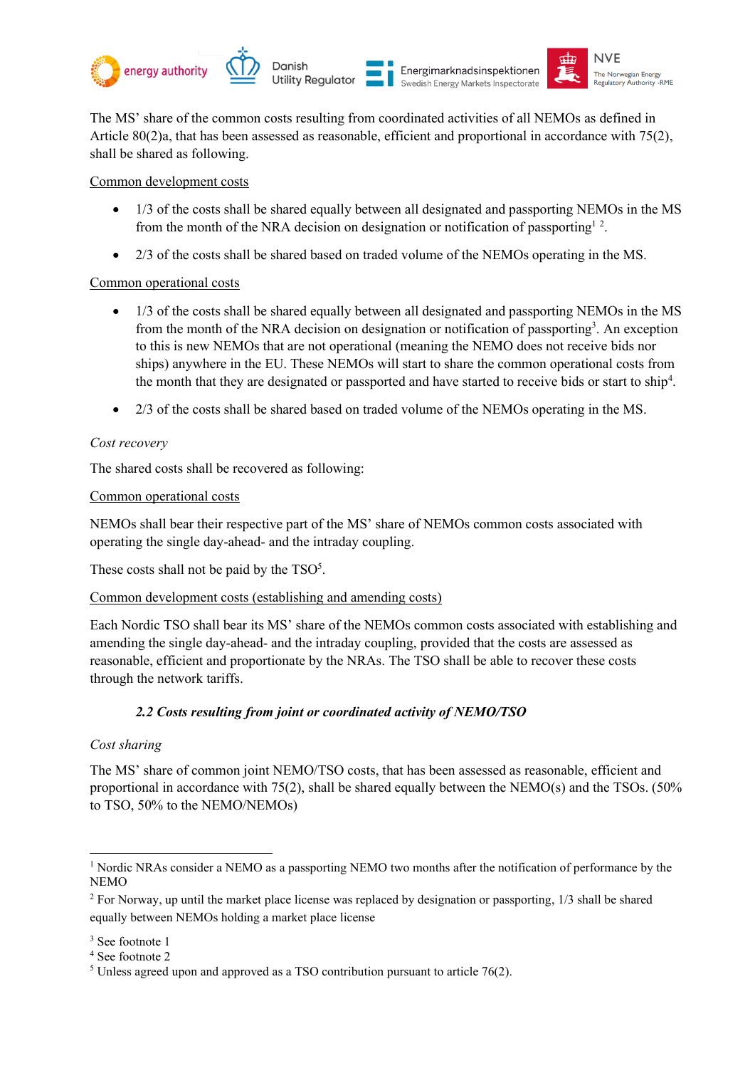The MS' share of the common costs resulting from coordinated activities of all NEMOs as defined in Article 80(2)a, that has been assessed as reasonable, efficient and proportional in accordance with 75(2), shall be shared as following.

<u>Common development costs</u>

- 1/3 of the costs shall be shared equally between all designated and passporting NEMOs in the MS from the month of the NRA decision on designation or notification of passporting[1] [2].
- 2/3 of the costs shall be shared based on traded volume of the NEMOs operating in the MS.

<u>Common operational costs</u>

- 1/3 of the costs shall be shared equally between all designated and passporting NEMOs in the MS from the month of the NRA decision on designation or notification of passporting[3]. An exception to this is new NEMOs that are not operational (meaning the NEMO does not receive bids nor ships) anywhere in the EU. These NEMOs will start to share the common operational costs from the month that they are designated or passported and have started to receive bids or start to ship[4].
- 2/3 of the costs shall be shared based on traded volume of the NEMOs operating in the MS.

*Cost recovery*

The shared costs shall be recovered as following:

<u>Common operational costs</u>

NEMOs shall bear their respective part of the MS' share of NEMOs common costs associated with operating the single day-ahead- and the intraday coupling.

These costs shall not be paid by the TSO[5].

<u>Common development costs (establishing and amending costs)</u>

Each Nordic TSO shall bear its MS' share of the NEMOs common costs associated with establishing and amending the single day-ahead- and the intraday coupling, provided that the costs are assessed as reasonable, efficient and proportionate by the NRAs. The TSO shall be able to recover these costs through the network tariffs.

### *2.2 Costs resulting from joint or coordinated activity of NEMO/TSO*

*Cost sharing*

The MS' share of common joint NEMO/TSO costs, that has been assessed as reasonable, efficient and proportional in accordance with 75(2), shall be shared equally between the NEMO(s) and the TSOs. (50% to TSO, 50% to the NEMO/NEMOs)

---

[1] Nordic NRAs consider a NEMO as a passporting NEMO two months after the notification of performance by the NEMO

[2] For Norway, up until the market place license was replaced by designation or passporting, 1/3 shall be shared equally between NEMOs holding a market place license

[3] See footnote 1

[4] See footnote 2

[5] Unless agreed upon and approved as a TSO contribution pursuant to article 76(2).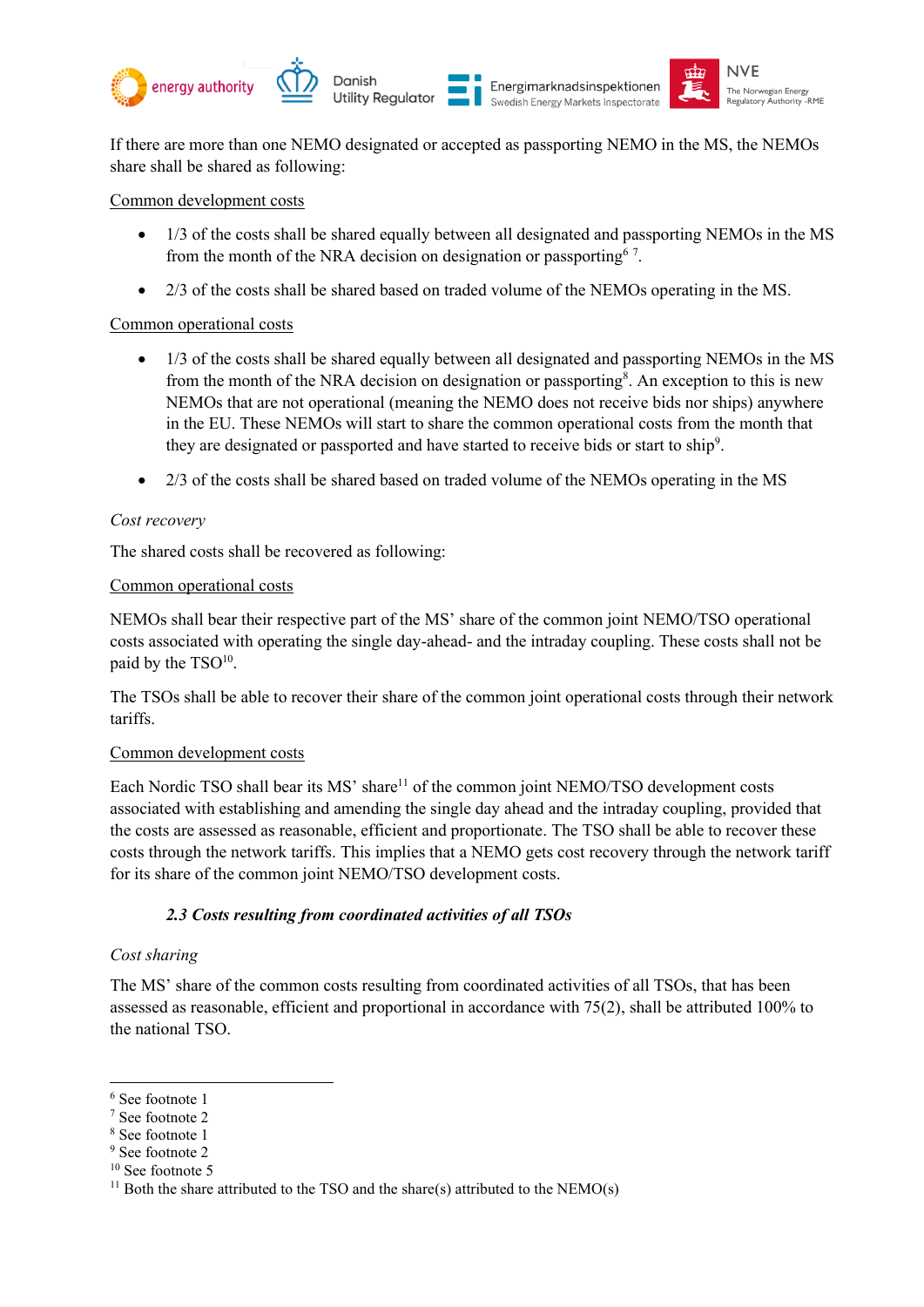If there are more than one NEMO designated or accepted as passporting NEMO in the MS, the NEMOs share shall be shared as following:

Common development costs

- 1/3 of the costs shall be shared equally between all designated and passporting NEMOs in the MS from the month of the NRA decision on designation or passporting[6] [7].
- 2/3 of the costs shall be shared based on traded volume of the NEMOs operating in the MS.

Common operational costs

- 1/3 of the costs shall be shared equally between all designated and passporting NEMOs in the MS from the month of the NRA decision on designation or passporting[8]. An exception to this is new NEMOs that are not operational (meaning the NEMO does not receive bids nor ships) anywhere in the EU. These NEMOs will start to share the common operational costs from the month that they are designated or passported and have started to receive bids or start to ship[9].
- 2/3 of the costs shall be shared based on traded volume of the NEMOs operating in the MS

*Cost recovery*

The shared costs shall be recovered as following:

Common operational costs

NEMOs shall bear their respective part of the MS' share of the common joint NEMO/TSO operational costs associated with operating the single day-ahead- and the intraday coupling. These costs shall not be paid by the TSO[10].

The TSOs shall be able to recover their share of the common joint operational costs through their network tariffs.

Common development costs

Each Nordic TSO shall bear its MS' share[11] of the common joint NEMO/TSO development costs associated with establishing and amending the single day ahead and the intraday coupling, provided that the costs are assessed as reasonable, efficient and proportionate. The TSO shall be able to recover these costs through the network tariffs. This implies that a NEMO gets cost recovery through the network tariff for its share of the common joint NEMO/TSO development costs.

### *2.3 Costs resulting from coordinated activities of all TSOs*

*Cost sharing*

The MS' share of the common costs resulting from coordinated activities of all TSOs, that has been assessed as reasonable, efficient and proportional in accordance with 75(2), shall be attributed 100% to the national TSO.

---

[6] See footnote 1
[7] See footnote 2
[8] See footnote 1
[9] See footnote 2
[10] See footnote 5
[11] Both the share attributed to the TSO and the share(s) attributed to the NEMO(s)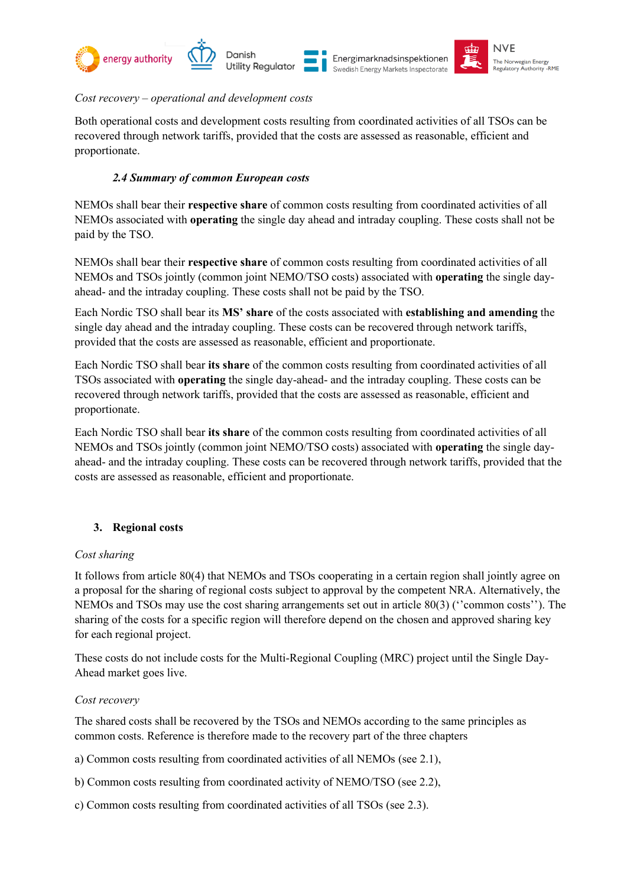*Cost recovery – operational and development costs*

Both operational costs and development costs resulting from coordinated activities of all TSOs can be recovered through network tariffs, provided that the costs are assessed as reasonable, efficient and proportionate.

### *2.4 Summary of common European costs*

NEMOs shall bear their **respective share** of common costs resulting from coordinated activities of all NEMOs associated with **operating** the single day ahead and intraday coupling. These costs shall not be paid by the TSO.

NEMOs shall bear their **respective share** of common costs resulting from coordinated activities of all NEMOs and TSOs jointly (common joint NEMO/TSO costs) associated with **operating** the single day-ahead- and the intraday coupling. These costs shall not be paid by the TSO.

Each Nordic TSO shall bear its **MS' share** of the costs associated with **establishing and amending** the single day ahead and the intraday coupling. These costs can be recovered through network tariffs, provided that the costs are assessed as reasonable, efficient and proportionate.

Each Nordic TSO shall bear **its share** of the common costs resulting from coordinated activities of all TSOs associated with **operating** the single day-ahead- and the intraday coupling. These costs can be recovered through network tariffs, provided that the costs are assessed as reasonable, efficient and proportionate.

Each Nordic TSO shall bear **its share** of the common costs resulting from coordinated activities of all NEMOs and TSOs jointly (common joint NEMO/TSO costs) associated with **operating** the single day-ahead- and the intraday coupling. These costs can be recovered through network tariffs, provided that the costs are assessed as reasonable, efficient and proportionate.

## 3. Regional costs

*Cost sharing*

It follows from article 80(4) that NEMOs and TSOs cooperating in a certain region shall jointly agree on a proposal for the sharing of regional costs subject to approval by the competent NRA. Alternatively, the NEMOs and TSOs may use the cost sharing arrangements set out in article 80(3) (''common costs''). The sharing of the costs for a specific region will therefore depend on the chosen and approved sharing key for each regional project.

These costs do not include costs for the Multi-Regional Coupling (MRC) project until the Single Day-Ahead market goes live.

*Cost recovery*

The shared costs shall be recovered by the TSOs and NEMOs according to the same principles as common costs. Reference is therefore made to the recovery part of the three chapters

a) Common costs resulting from coordinated activities of all NEMOs (see 2.1),

b) Common costs resulting from coordinated activity of NEMO/TSO (see 2.2),

c) Common costs resulting from coordinated activities of all TSOs (see 2.3).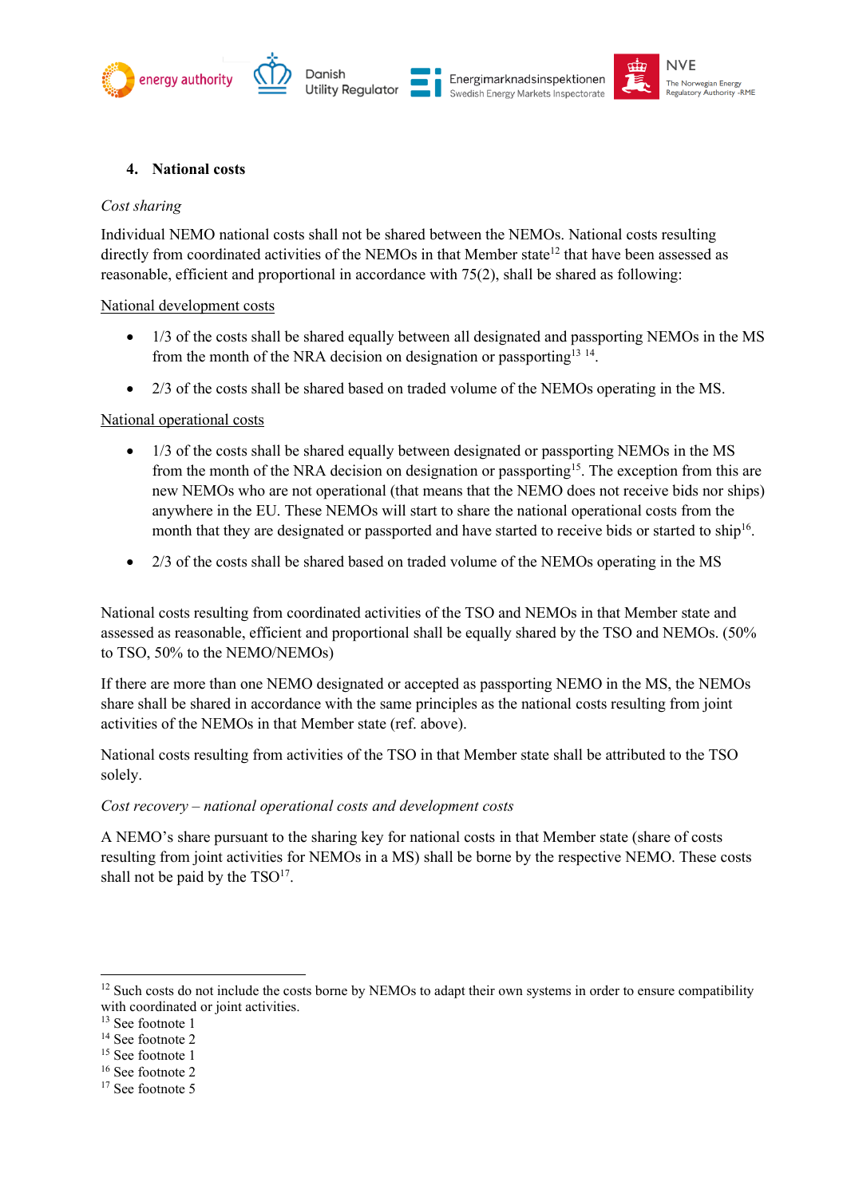## 4. National costs

*Cost sharing*

Individual NEMO national costs shall not be shared between the NEMOs. National costs resulting directly from coordinated activities of the NEMOs in that Member state[12] that have been assessed as reasonable, efficient and proportional in accordance with 75(2), shall be shared as following:

National development costs

- 1/3 of the costs shall be shared equally between all designated and passporting NEMOs in the MS from the month of the NRA decision on designation or passporting[13] [14].
- 2/3 of the costs shall be shared based on traded volume of the NEMOs operating in the MS.

National operational costs

- 1/3 of the costs shall be shared equally between designated or passporting NEMOs in the MS from the month of the NRA decision on designation or passporting[15]. The exception from this are new NEMOs who are not operational (that means that the NEMO does not receive bids nor ships) anywhere in the EU. These NEMOs will start to share the national operational costs from the month that they are designated or passported and have started to receive bids or started to ship[16].
- 2/3 of the costs shall be shared based on traded volume of the NEMOs operating in the MS

National costs resulting from coordinated activities of the TSO and NEMOs in that Member state and assessed as reasonable, efficient and proportional shall be equally shared by the TSO and NEMOs. (50% to TSO, 50% to the NEMO/NEMOs)

If there are more than one NEMO designated or accepted as passporting NEMO in the MS, the NEMOs share shall be shared in accordance with the same principles as the national costs resulting from joint activities of the NEMOs in that Member state (ref. above).

National costs resulting from activities of the TSO in that Member state shall be attributed to the TSO solely.

*Cost recovery – national operational costs and development costs*

A NEMO's share pursuant to the sharing key for national costs in that Member state (share of costs resulting from joint activities for NEMOs in a MS) shall be borne by the respective NEMO. These costs shall not be paid by the TSO[17].

---

[12] Such costs do not include the costs borne by NEMOs to adapt their own systems in order to ensure compatibility with coordinated or joint activities.

[13] See footnote 1

[14] See footnote 2

[15] See footnote 1

[16] See footnote 2

[17] See footnote 5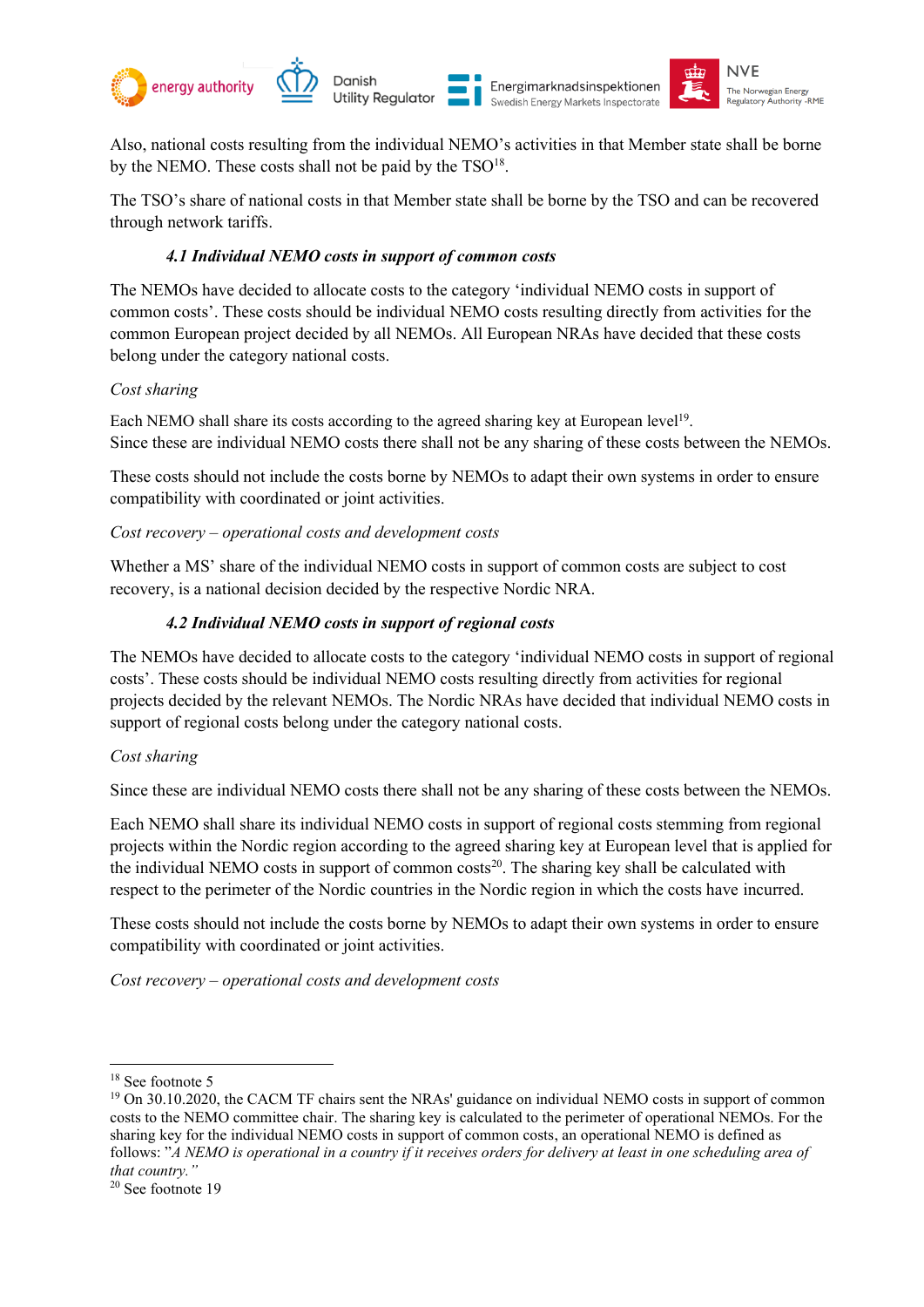Also, national costs resulting from the individual NEMO's activities in that Member state shall be borne by the NEMO. These costs shall not be paid by the TSO[18].

The TSO's share of national costs in that Member state shall be borne by the TSO and can be recovered through network tariffs.

### *4.1 Individual NEMO costs in support of common costs*

The NEMOs have decided to allocate costs to the category 'individual NEMO costs in support of common costs'. These costs should be individual NEMO costs resulting directly from activities for the common European project decided by all NEMOs. All European NRAs have decided that these costs belong under the category national costs.

*Cost sharing*

Each NEMO shall share its costs according to the agreed sharing key at European level[19].
Since these are individual NEMO costs there shall not be any sharing of these costs between the NEMOs.

These costs should not include the costs borne by NEMOs to adapt their own systems in order to ensure compatibility with coordinated or joint activities.

*Cost recovery – operational costs and development costs*

Whether a MS' share of the individual NEMO costs in support of common costs are subject to cost recovery, is a national decision decided by the respective Nordic NRA.

### *4.2 Individual NEMO costs in support of regional costs*

The NEMOs have decided to allocate costs to the category 'individual NEMO costs in support of regional costs'. These costs should be individual NEMO costs resulting directly from activities for regional projects decided by the relevant NEMOs. The Nordic NRAs have decided that individual NEMO costs in support of regional costs belong under the category national costs.

*Cost sharing*

Since these are individual NEMO costs there shall not be any sharing of these costs between the NEMOs.

Each NEMO shall share its individual NEMO costs in support of regional costs stemming from regional projects within the Nordic region according to the agreed sharing key at European level that is applied for the individual NEMO costs in support of common costs[20]. The sharing key shall be calculated with respect to the perimeter of the Nordic countries in the Nordic region in which the costs have incurred.

These costs should not include the costs borne by NEMOs to adapt their own systems in order to ensure compatibility with coordinated or joint activities.

*Cost recovery – operational costs and development costs*

---

[18] See footnote 5

[19] On 30.10.2020, the CACM TF chairs sent the NRAs' guidance on individual NEMO costs in support of common costs to the NEMO committee chair. The sharing key is calculated to the perimeter of operational NEMOs. For the sharing key for the individual NEMO costs in support of common costs, an operational NEMO is defined as follows: "*A NEMO is operational in a country if it receives orders for delivery at least in one scheduling area of that country.*"

[20] See footnote 19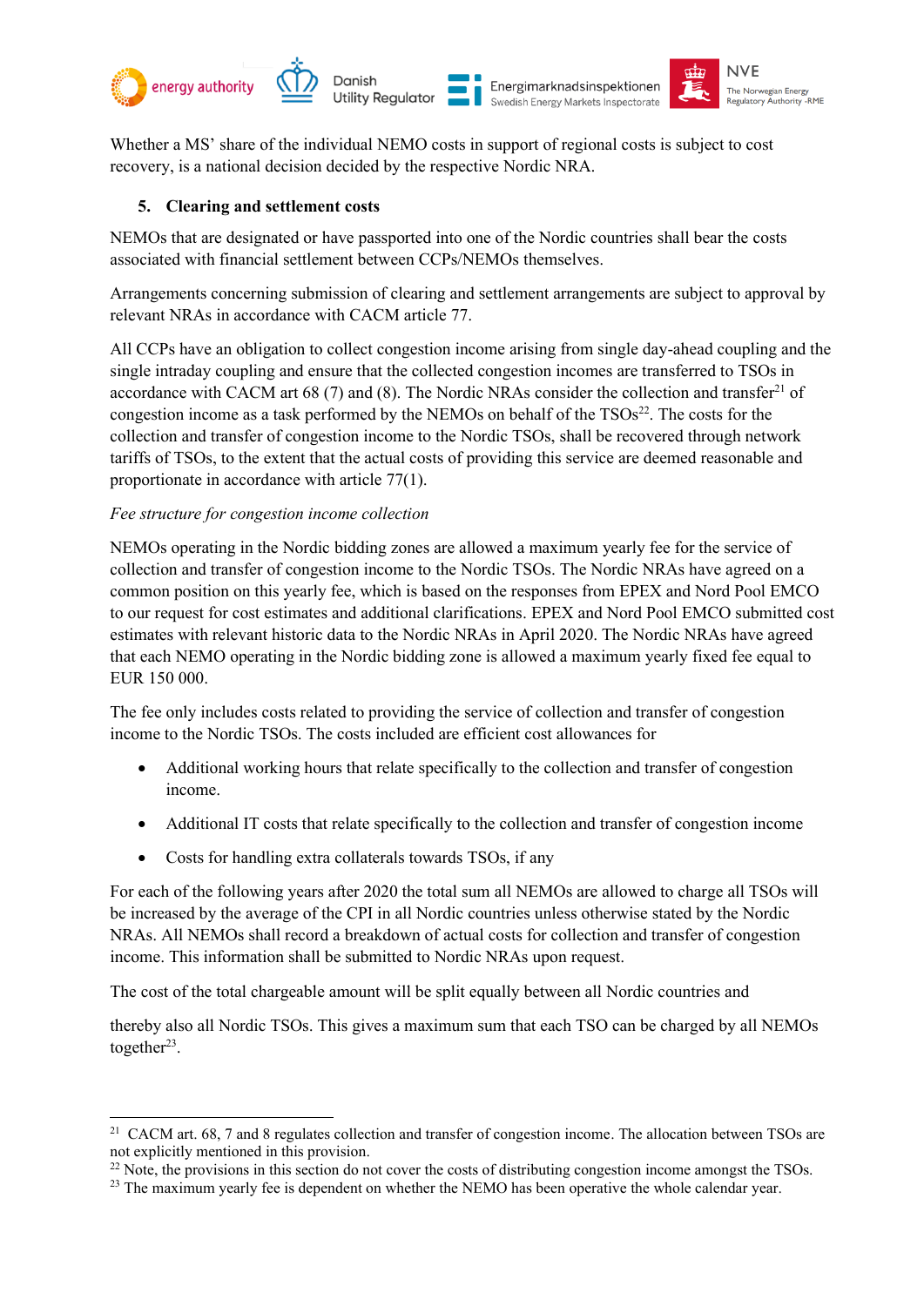Whether a MS' share of the individual NEMO costs in support of regional costs is subject to cost recovery, is a national decision decided by the respective Nordic NRA.

## 5. Clearing and settlement costs

NEMOs that are designated or have passported into one of the Nordic countries shall bear the costs associated with financial settlement between CCPs/NEMOs themselves.

Arrangements concerning submission of clearing and settlement arrangements are subject to approval by relevant NRAs in accordance with CACM article 77.

All CCPs have an obligation to collect congestion income arising from single day-ahead coupling and the single intraday coupling and ensure that the collected congestion incomes are transferred to TSOs in accordance with CACM art 68 (7) and (8). The Nordic NRAs consider the collection and transfer[21] of congestion income as a task performed by the NEMOs on behalf of the TSOs[22]. The costs for the collection and transfer of congestion income to the Nordic TSOs, shall be recovered through network tariffs of TSOs, to the extent that the actual costs of providing this service are deemed reasonable and proportionate in accordance with article 77(1).

*Fee structure for congestion income collection*

NEMOs operating in the Nordic bidding zones are allowed a maximum yearly fee for the service of collection and transfer of congestion income to the Nordic TSOs. The Nordic NRAs have agreed on a common position on this yearly fee, which is based on the responses from EPEX and Nord Pool EMCO to our request for cost estimates and additional clarifications. EPEX and Nord Pool EMCO submitted cost estimates with relevant historic data to the Nordic NRAs in April 2020. The Nordic NRAs have agreed that each NEMO operating in the Nordic bidding zone is allowed a maximum yearly fixed fee equal to EUR 150 000.

The fee only includes costs related to providing the service of collection and transfer of congestion income to the Nordic TSOs. The costs included are efficient cost allowances for

- Additional working hours that relate specifically to the collection and transfer of congestion income.
- Additional IT costs that relate specifically to the collection and transfer of congestion income
- Costs for handling extra collaterals towards TSOs, if any

For each of the following years after 2020 the total sum all NEMOs are allowed to charge all TSOs will be increased by the average of the CPI in all Nordic countries unless otherwise stated by the Nordic NRAs. All NEMOs shall record a breakdown of actual costs for collection and transfer of congestion income. This information shall be submitted to Nordic NRAs upon request.

The cost of the total chargeable amount will be split equally between all Nordic countries and

thereby also all Nordic TSOs. This gives a maximum sum that each TSO can be charged by all NEMOs together[23].

---

[21] CACM art. 68, 7 and 8 regulates collection and transfer of congestion income. The allocation between TSOs are not explicitly mentioned in this provision.

[22] Note, the provisions in this section do not cover the costs of distributing congestion income amongst the TSOs.

[23] The maximum yearly fee is dependent on whether the NEMO has been operative the whole calendar year.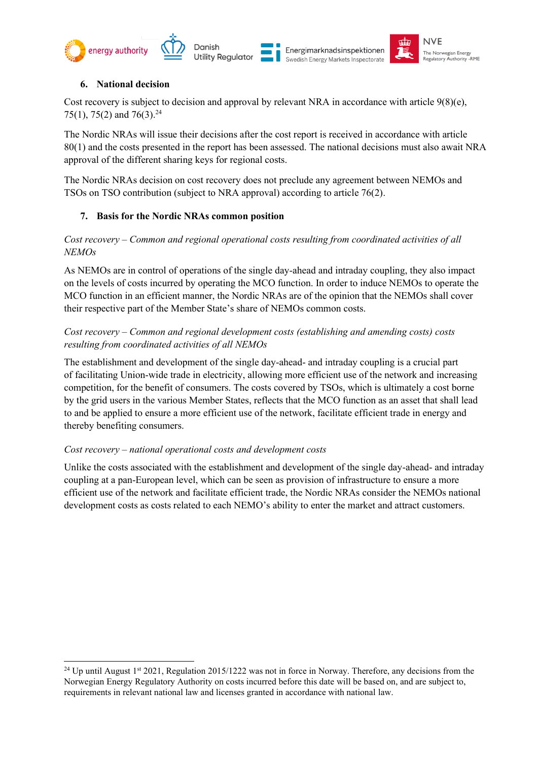## 6. National decision

Cost recovery is subject to decision and approval by relevant NRA in accordance with article 9(8)(e), 75(1), 75(2) and 76(3).[24]

The Nordic NRAs will issue their decisions after the cost report is received in accordance with article 80(1) and the costs presented in the report has been assessed. The national decisions must also await NRA approval of the different sharing keys for regional costs.

The Nordic NRAs decision on cost recovery does not preclude any agreement between NEMOs and TSOs on TSO contribution (subject to NRA approval) according to article 76(2).

## 7. Basis for the Nordic NRAs common position

*Cost recovery – Common and regional operational costs resulting from coordinated activities of all NEMOs*

As NEMOs are in control of operations of the single day-ahead and intraday coupling, they also impact on the levels of costs incurred by operating the MCO function. In order to induce NEMOs to operate the MCO function in an efficient manner, the Nordic NRAs are of the opinion that the NEMOs shall cover their respective part of the Member State's share of NEMOs common costs.

*Cost recovery – Common and regional development costs (establishing and amending costs) costs resulting from coordinated activities of all NEMOs*

The establishment and development of the single day-ahead- and intraday coupling is a crucial part of facilitating Union-wide trade in electricity, allowing more efficient use of the network and increasing competition, for the benefit of consumers. The costs covered by TSOs, which is ultimately a cost borne by the grid users in the various Member States, reflects that the MCO function as an asset that shall lead to and be applied to ensure a more efficient use of the network, facilitate efficient trade in energy and thereby benefiting consumers.

*Cost recovery – national operational costs and development costs*

Unlike the costs associated with the establishment and development of the single day-ahead- and intraday coupling at a pan-European level, which can be seen as provision of infrastructure to ensure a more efficient use of the network and facilitate efficient trade, the Nordic NRAs consider the NEMOs national development costs as costs related to each NEMO's ability to enter the market and attract customers.

---

[24] Up until August 1st 2021, Regulation 2015/1222 was not in force in Norway. Therefore, any decisions from the Norwegian Energy Regulatory Authority on costs incurred before this date will be based on, and are subject to, requirements in relevant national law and licenses granted in accordance with national law.